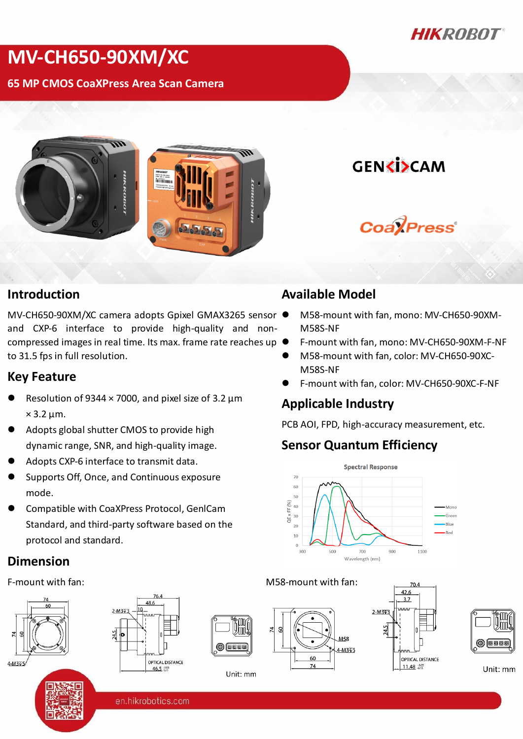# MV-CH650-90XM/XC

**65 MP CMOS CoaXPress Area Scan Camera**

## Introduction

MV-CH650-90XM/XC camera adopts Gpixel GMAX3265 sensor and CXP-6 interface to provide high-quality and non-compressed images in real time. Its max. frame rate reaches up to 31.5 fps in full resolution.

## Key Feature

- Resolution of 9344 × 7000, and pixel size of 3.2 µm × 3.2 µm.
- Adopts global shutter CMOS to provide high dynamic range, SNR, and high-quality image.
- Adopts CXP-6 interface to transmit data.
- Supports Off, Once, and Continuous exposure mode.
- Compatible with CoaXPress Protocol, GenICam Standard, and third-party software based on the protocol and standard.

## Available Model

- M58-mount with fan, mono: MV-CH650-90XM-M58S-NF
- F-mount with fan, mono: MV-CH650-90XM-F-NF
- M58-mount with fan, color: MV-CH650-90XC-M58S-NF
- F-mount with fan, color: MV-CH650-90XC-F-NF

## Applicable Industry

PCB AOI, FPD, high-accuracy measurement, etc.

## Sensor Quantum Efficiency

## Dimension

F-mount with fan:

Unit: mm

M58-mount with fan:

Unit: mm

en.hikrobotics.com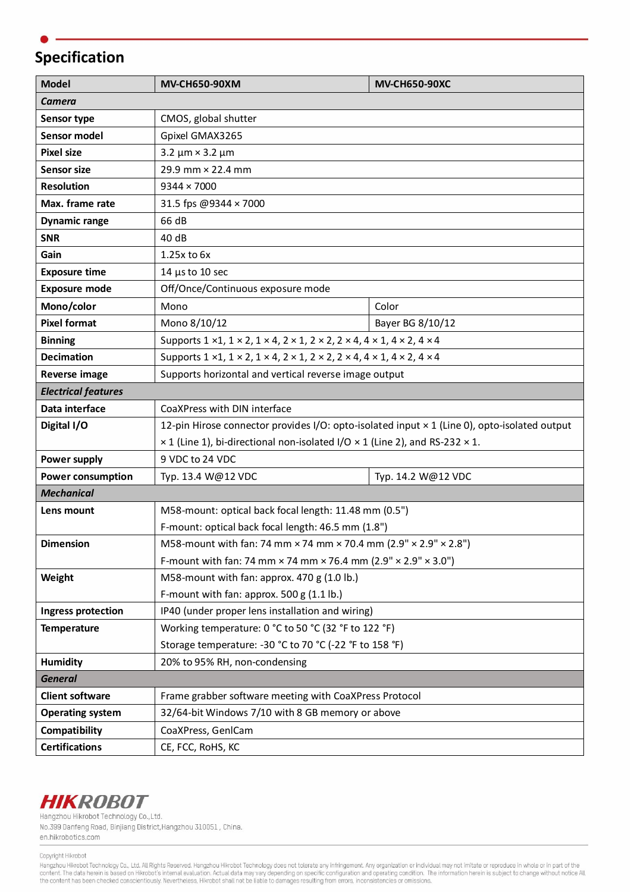## Specification

| Model | MV-CH650-90XM | MV-CH650-90XC |
|---|---|---|
| ***Camera*** | | |
| **Sensor type** | CMOS, global shutter | |
| **Sensor model** | Gpixel GMAX3265 | |
| **Pixel size** | 3.2 µm × 3.2 µm | |
| **Sensor size** | 29.9 mm × 22.4 mm | |
| **Resolution** | 9344 × 7000 | |
| **Max. frame rate** | 31.5 fps @9344 × 7000 | |
| **Dynamic range** | 66 dB | |
| **SNR** | 40 dB | |
| **Gain** | 1.25x to 6x | |
| **Exposure time** | 14 µs to 10 sec | |
| **Exposure mode** | Off/Once/Continuous exposure mode | |
| **Mono/color** | Mono | Color |
| **Pixel format** | Mono 8/10/12 | Bayer BG 8/10/12 |
| **Binning** | Supports 1 ×1, 1 × 2, 1 × 4, 2 × 1, 2 × 2, 2 × 4, 4 × 1, 4 × 2, 4 ×4 | |
| **Decimation** | Supports 1 ×1, 1 × 2, 1 × 4, 2 × 1, 2 × 2, 2 × 4, 4 × 1, 4 × 2, 4 ×4 | |
| **Reverse image** | Supports horizontal and vertical reverse image output | |
| ***Electrical features*** | | |
| **Data interface** | CoaXPress with DIN interface | |
| **Digital I/O** | 12-pin Hirose connector provides I/O: opto-isolated input × 1 (Line 0), opto-isolated output × 1 (Line 1), bi-directional non-isolated I/O × 1 (Line 2), and RS-232 × 1. | |
| **Power supply** | 9 VDC to 24 VDC | |
| **Power consumption** | Typ. 13.4 W@12 VDC | Typ. 14.2 W@12 VDC |
| ***Mechanical*** | | |
| **Lens mount** | M58-mount: optical back focal length: 11.48 mm (0.5")<br>F-mount: optical back focal length: 46.5 mm (1.8") | |
| **Dimension** | M58-mount with fan: 74 mm × 74 mm × 70.4 mm (2.9" × 2.9" × 2.8")<br>F-mount with fan: 74 mm × 74 mm × 76.4 mm (2.9" × 2.9" × 3.0") | |
| **Weight** | M58-mount with fan: approx. 470 g (1.0 lb.)<br>F-mount with fan: approx. 500 g (1.1 lb.) | |
| **Ingress protection** | IP40 (under proper lens installation and wiring) | |
| **Temperature** | Working temperature: 0 °C to 50 °C (32 °F to 122 °F)<br>Storage temperature: -30 °C to 70 °C (-22 °F to 158 °F) | |
| **Humidity** | 20% to 95% RH, non-condensing | |
| ***General*** | | |
| **Client software** | Frame grabber software meeting with CoaXPress Protocol | |
| **Operating system** | 32/64-bit Windows 7/10 with 8 GB memory or above | |
| **Compatibility** | CoaXPress, GenICam | |
| **Certifications** | CE, FCC, RoHS, KC | |

HIKROBOT

Hangzhou Hikrobot Technology Co., Ltd.
No.399 Danfeng Road, Binjiang District,Hangzhou 310051 , China.
en.hikrobotics.com

Copyright Hikrobot
Hangzhou Hikrobot Technology Co., Ltd. All Rights Reserved. Hangzhou Hikrobot Technology does not tolerate any infringement. Any organization or individual may not imitate or reproduce in whole or in part of the content. The data herein is based on Hikrobot's internal evaluation. Actual data may vary depending on specific configuration and operating condition. The information herein is subject to change without notice All the content has been checked conscientiously. Nevertheless, Hikrobot shall not be liable to damages resulting from errors, inconsistencies or omissions.